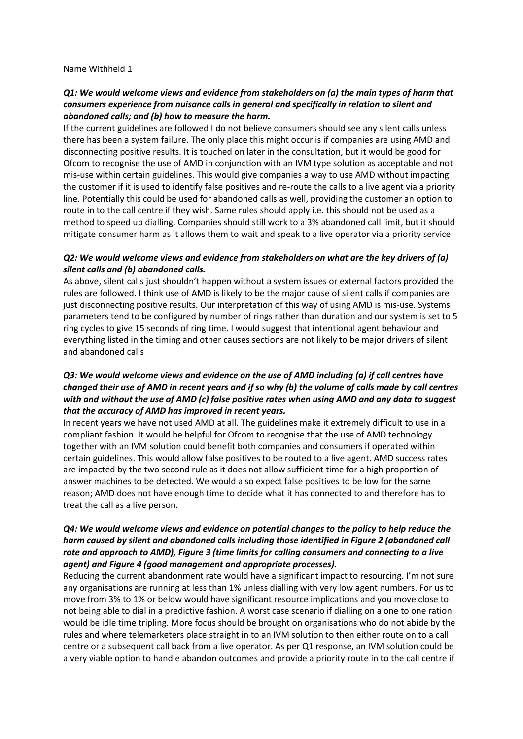Name Withheld 1

***Q1: We would welcome views and evidence from stakeholders on (a) the main types of harm that consumers experience from nuisance calls in general and specifically in relation to silent and abandoned calls; and (b) how to measure the harm.***

If the current guidelines are followed I do not believe consumers should see any silent calls unless there has been a system failure. The only place this might occur is if companies are using AMD and disconnecting positive results. It is touched on later in the consultation, but it would be good for Ofcom to recognise the use of AMD in conjunction with an IVM type solution as acceptable and not mis-use within certain guidelines. This would give companies a way to use AMD without impacting the customer if it is used to identify false positives and re-route the calls to a live agent via a priority line. Potentially this could be used for abandoned calls as well, providing the customer an option to route in to the call centre if they wish. Same rules should apply i.e. this should not be used as a method to speed up dialling. Companies should still work to a 3% abandoned call limit, but it should mitigate consumer harm as it allows them to wait and speak to a live operator via a priority service

***Q2: We would welcome views and evidence from stakeholders on what are the key drivers of (a) silent calls and (b) abandoned calls.***

As above, silent calls just shouldn't happen without a system issues or external factors provided the rules are followed. I think use of AMD is likely to be the major cause of silent calls if companies are just disconnecting positive results. Our interpretation of this way of using AMD is mis-use. Systems parameters tend to be configured by number of rings rather than duration and our system is set to 5 ring cycles to give 15 seconds of ring time. I would suggest that intentional agent behaviour and everything listed in the timing and other causes sections are not likely to be major drivers of silent and abandoned calls

***Q3: We would welcome views and evidence on the use of AMD including (a) if call centres have changed their use of AMD in recent years and if so why (b) the volume of calls made by call centres with and without the use of AMD (c) false positive rates when using AMD and any data to suggest that the accuracy of AMD has improved in recent years.***

In recent years we have not used AMD at all. The guidelines make it extremely difficult to use in a compliant fashion. It would be helpful for Ofcom to recognise that the use of AMD technology together with an IVM solution could benefit both companies and consumers if operated within certain guidelines. This would allow false positives to be routed to a live agent. AMD success rates are impacted by the two second rule as it does not allow sufficient time for a high proportion of answer machines to be detected. We would also expect false positives to be low for the same reason; AMD does not have enough time to decide what it has connected to and therefore has to treat the call as a live person.

***Q4: We would welcome views and evidence on potential changes to the policy to help reduce the harm caused by silent and abandoned calls including those identified in Figure 2 (abandoned call rate and approach to AMD), Figure 3 (time limits for calling consumers and connecting to a live agent) and Figure 4 (good management and appropriate processes).***

Reducing the current abandonment rate would have a significant impact to resourcing. I'm not sure any organisations are running at less than 1% unless dialling with very low agent numbers. For us to move from 3% to 1% or below would have significant resource implications and you move close to not being able to dial in a predictive fashion. A worst case scenario if dialling on a one to one ration would be idle time tripling. More focus should be brought on organisations who do not abide by the rules and where telemarketers place straight in to an IVM solution to then either route on to a call centre or a subsequent call back from a live operator. As per Q1 response, an IVM solution could be a very viable option to handle abandon outcomes and provide a priority route in to the call centre if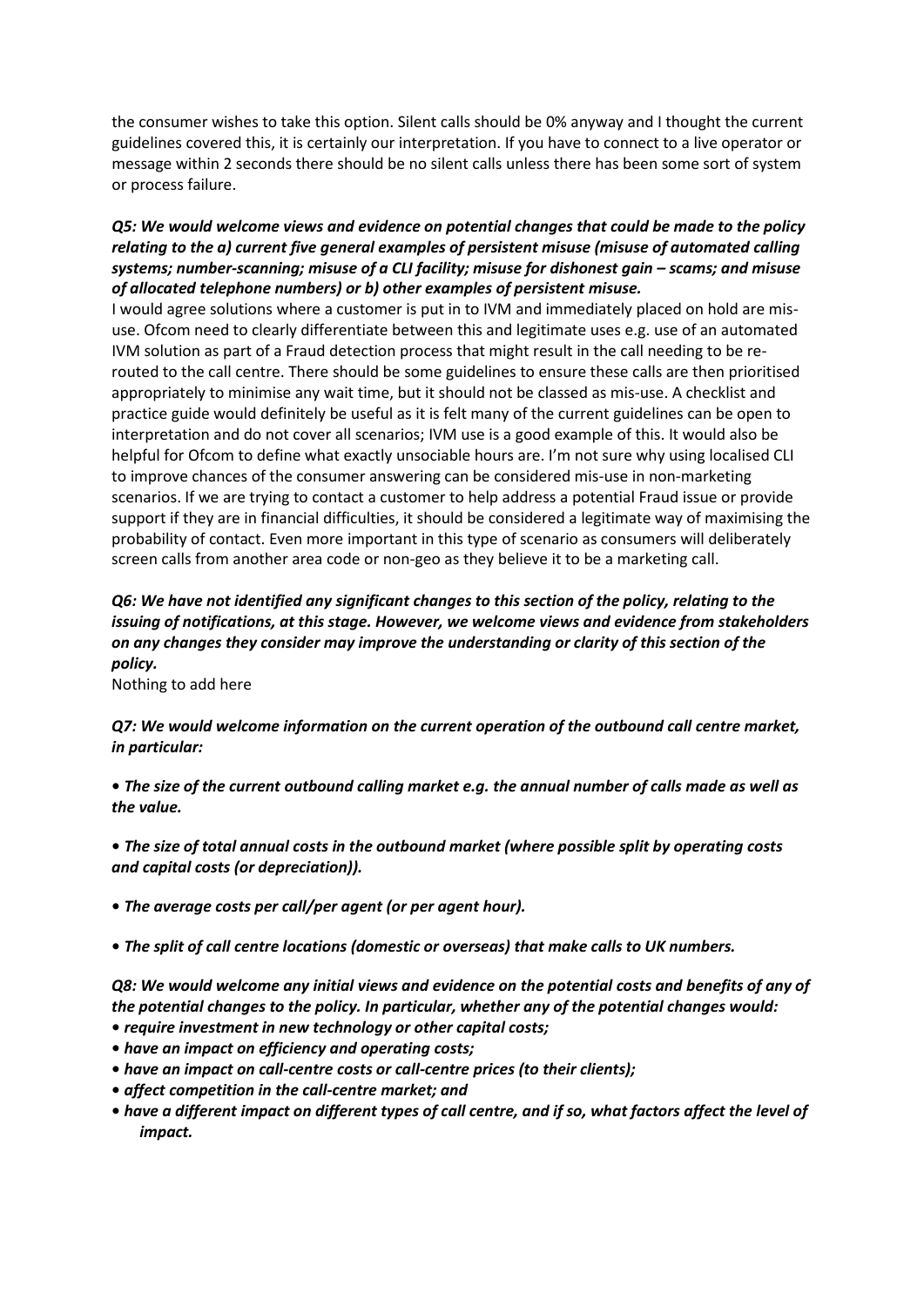the consumer wishes to take this option. Silent calls should be 0% anyway and I thought the current guidelines covered this, it is certainly our interpretation. If you have to connect to a live operator or message within 2 seconds there should be no silent calls unless there has been some sort of system or process failure.

***Q5: We would welcome views and evidence on potential changes that could be made to the policy relating to the a) current five general examples of persistent misuse (misuse of automated calling systems; number-scanning; misuse of a CLI facility; misuse for dishonest gain – scams; and misuse of allocated telephone numbers) or b) other examples of persistent misuse.***

I would agree solutions where a customer is put in to IVM and immediately placed on hold are mis-use. Ofcom need to clearly differentiate between this and legitimate uses e.g. use of an automated IVM solution as part of a Fraud detection process that might result in the call needing to be re-routed to the call centre. There should be some guidelines to ensure these calls are then prioritised appropriately to minimise any wait time, but it should not be classed as mis-use. A checklist and practice guide would definitely be useful as it is felt many of the current guidelines can be open to interpretation and do not cover all scenarios; IVM use is a good example of this. It would also be helpful for Ofcom to define what exactly unsociable hours are. I'm not sure why using localised CLI to improve chances of the consumer answering can be considered mis-use in non-marketing scenarios. If we are trying to contact a customer to help address a potential Fraud issue or provide support if they are in financial difficulties, it should be considered a legitimate way of maximising the probability of contact. Even more important in this type of scenario as consumers will deliberately screen calls from another area code or non-geo as they believe it to be a marketing call.

***Q6: We have not identified any significant changes to this section of the policy, relating to the issuing of notifications, at this stage. However, we welcome views and evidence from stakeholders on any changes they consider may improve the understanding or clarity of this section of the policy.***

Nothing to add here

***Q7: We would welcome information on the current operation of the outbound call centre market, in particular:***

- ***The size of the current outbound calling market e.g. the annual number of calls made as well as the value.***
- ***The size of total annual costs in the outbound market (where possible split by operating costs and capital costs (or depreciation)).***
- ***The average costs per call/per agent (or per agent hour).***
- ***The split of call centre locations (domestic or overseas) that make calls to UK numbers.***

***Q8: We would welcome any initial views and evidence on the potential costs and benefits of any of the potential changes to the policy. In particular, whether any of the potential changes would:***

- ***require investment in new technology or other capital costs;***
- ***have an impact on efficiency and operating costs;***
- ***have an impact on call-centre costs or call-centre prices (to their clients);***
- ***affect competition in the call-centre market; and***
- ***have a different impact on different types of call centre, and if so, what factors affect the level of impact.***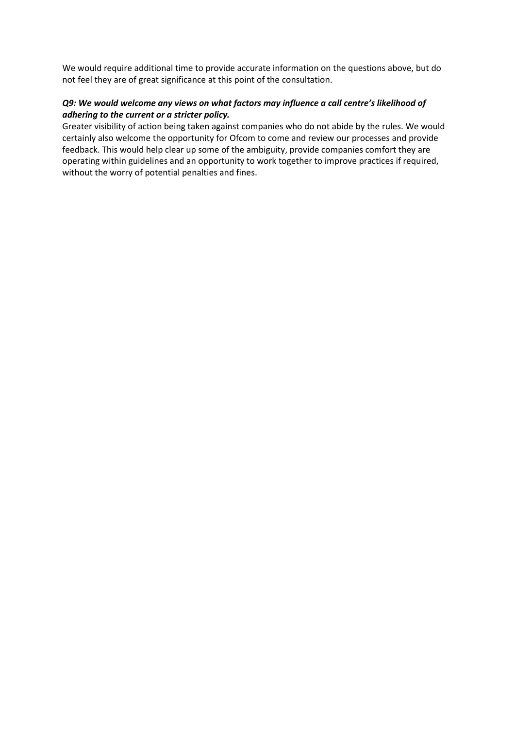We would require additional time to provide accurate information on the questions above, but do not feel they are of great significance at this point of the consultation.

***Q9: We would welcome any views on what factors may influence a call centre's likelihood of adhering to the current or a stricter policy.***

Greater visibility of action being taken against companies who do not abide by the rules. We would certainly also welcome the opportunity for Ofcom to come and review our processes and provide feedback. This would help clear up some of the ambiguity, provide companies comfort they are operating within guidelines and an opportunity to work together to improve practices if required, without the worry of potential penalties and fines.